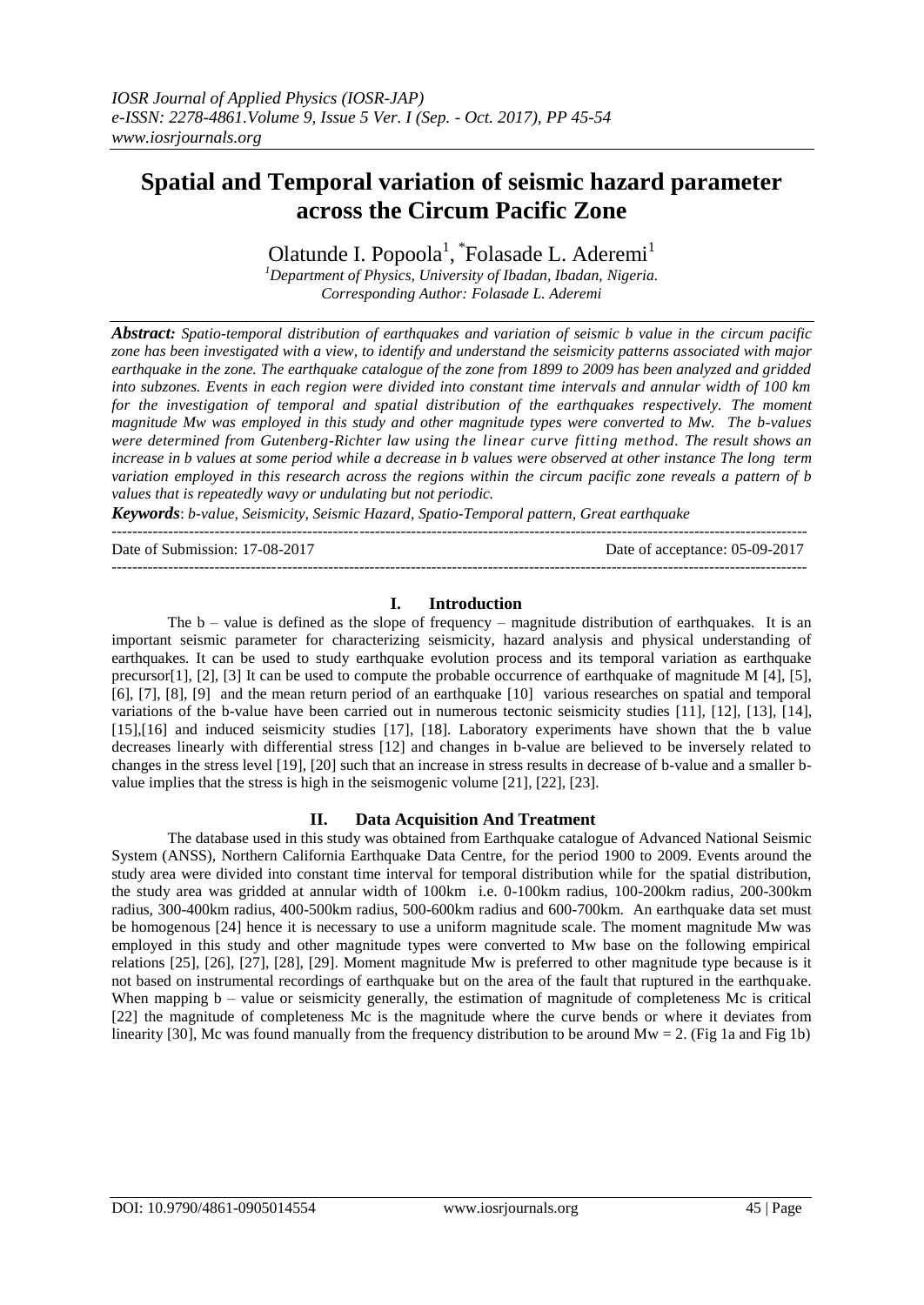# Spatial and Temporal variation of seismic hazard parameter across the Circum Pacific Zone

Olatunde I. Popoola[1], *Folasade L. Aderemi[1]

[1]*Department of Physics, University of Ibadan, Ibadan, Nigeria.*
*Corresponding Author: Folasade L. Aderemi*

***Abstract:*** *Spatio-temporal distribution of earthquakes and variation of seismic b value in the circum pacific zone has been investigated with a view, to identify and understand the seismicity patterns associated with major earthquake in the zone. The earthquake catalogue of the zone from 1899 to 2009 has been analyzed and gridded into subzones. Events in each region were divided into constant time intervals and annular width of 100 km for the investigation of temporal and spatial distribution of the earthquakes respectively. The moment magnitude Mw was employed in this study and other magnitude types were converted to Mw. The b-values were determined from Gutenberg-Richter law using the linear curve fitting method. The result shows an increase in b values at some period while a decrease in b values were observed at other instance The long term variation employed in this research across the regions within the circum pacific zone reveals a pattern of b values that is repeatedly wavy or undulating but not periodic.*

***Keywords***: *b-value, Seismicity, Seismic Hazard, Spatio-Temporal pattern, Great earthquake*

Date of Submission: 17-08-2017 Date of acceptance: 05-09-2017

## I. Introduction

The b – value is defined as the slope of frequency – magnitude distribution of earthquakes. It is an important seismic parameter for characterizing seismicity, hazard analysis and physical understanding of earthquakes. It can be used to study earthquake evolution process and its temporal variation as earthquake precursor[1], [2], [3] It can be used to compute the probable occurrence of earthquake of magnitude M [4], [5], [6], [7], [8], [9] and the mean return period of an earthquake [10] various researches on spatial and temporal variations of the b-value have been carried out in numerous tectonic seismicity studies [11], [12], [13], [14], [15],[16] and induced seismicity studies [17], [18]. Laboratory experiments have shown that the b value decreases linearly with differential stress [12] and changes in b-value are believed to be inversely related to changes in the stress level [19], [20] such that an increase in stress results in decrease of b-value and a smaller b-value implies that the stress is high in the seismogenic volume [21], [22], [23].

## II. Data Acquisition And Treatment

The database used in this study was obtained from Earthquake catalogue of Advanced National Seismic System (ANSS), Northern California Earthquake Data Centre, for the period 1900 to 2009. Events around the study area were divided into constant time interval for temporal distribution while for the spatial distribution, the study area was gridded at annular width of 100km i.e. 0-100km radius, 100-200km radius, 200-300km radius, 300-400km radius, 400-500km radius, 500-600km radius and 600-700km. An earthquake data set must be homogenous [24] hence it is necessary to use a uniform magnitude scale. The moment magnitude Mw was employed in this study and other magnitude types were converted to Mw base on the following empirical relations [25], [26], [27], [28], [29]. Moment magnitude Mw is preferred to other magnitude type because is it not based on instrumental recordings of earthquake but on the area of the fault that ruptured in the earthquake. When mapping b – value or seismicity generally, the estimation of magnitude of completeness Mc is critical [22] the magnitude of completeness Mc is the magnitude where the curve bends or where it deviates from linearity [30], Mc was found manually from the frequency distribution to be around Mw = 2. (Fig 1a and Fig 1b)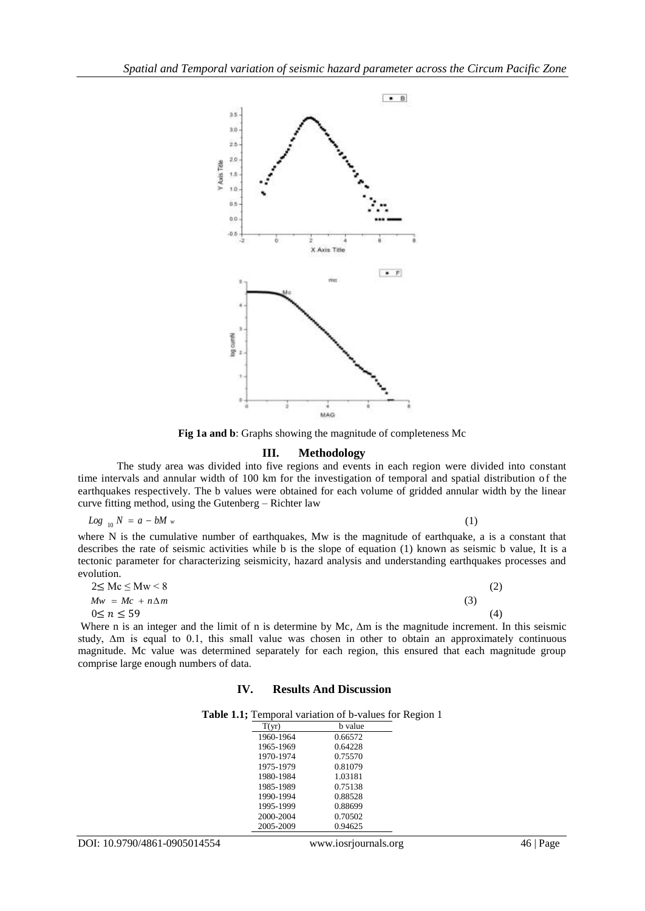**Fig 1a and b**: Graphs showing the magnitude of completeness Mc

## III. Methodology

The study area was divided into five regions and events in each region were divided into constant time intervals and annular width of 100 km for the investigation of temporal and spatial distribution of the earthquakes respectively. The b values were obtained for each volume of gridded annular width by the linear curve fitting method, using the Gutenberg – Richter law

$$Log_{10} N = a - bM_w \quad (1)$$

where N is the cumulative number of earthquakes, Mw is the magnitude of earthquake, a is a constant that describes the rate of seismic activities while b is the slope of equation (1) known as seismic b value, It is a tectonic parameter for characterizing seismicity, hazard analysis and understanding earthquakes processes and evolution.

$$2 \leq Mc \leq Mw < 8 \quad (2)$$

$$Mw = Mc + n\Delta m \quad (3)$$

$$0 \leq n \leq 59 \quad (4)$$

Where n is an integer and the limit of n is determine by Mc, $\Delta m$ is the magnitude increment. In this seismic study, $\Delta m$ is equal to 0.1, this small value was chosen in other to obtain an approximately continuous magnitude. Mc value was determined separately for each region, this ensured that each magnitude group comprise large enough numbers of data.

## IV. Results And Discussion

**Table 1.1;** Temporal variation of b-values for Region 1

| T(yr) | b value |
|---|---|
| 1960-1964 | 0.66572 |
| 1965-1969 | 0.64228 |
| 1970-1974 | 0.75570 |
| 1975-1979 | 0.81079 |
| 1980-1984 | 1.03181 |
| 1985-1989 | 0.75138 |
| 1990-1994 | 0.88528 |
| 1995-1999 | 0.88699 |
| 2000-2004 | 0.70502 |
| 2005-2009 | 0.94625 |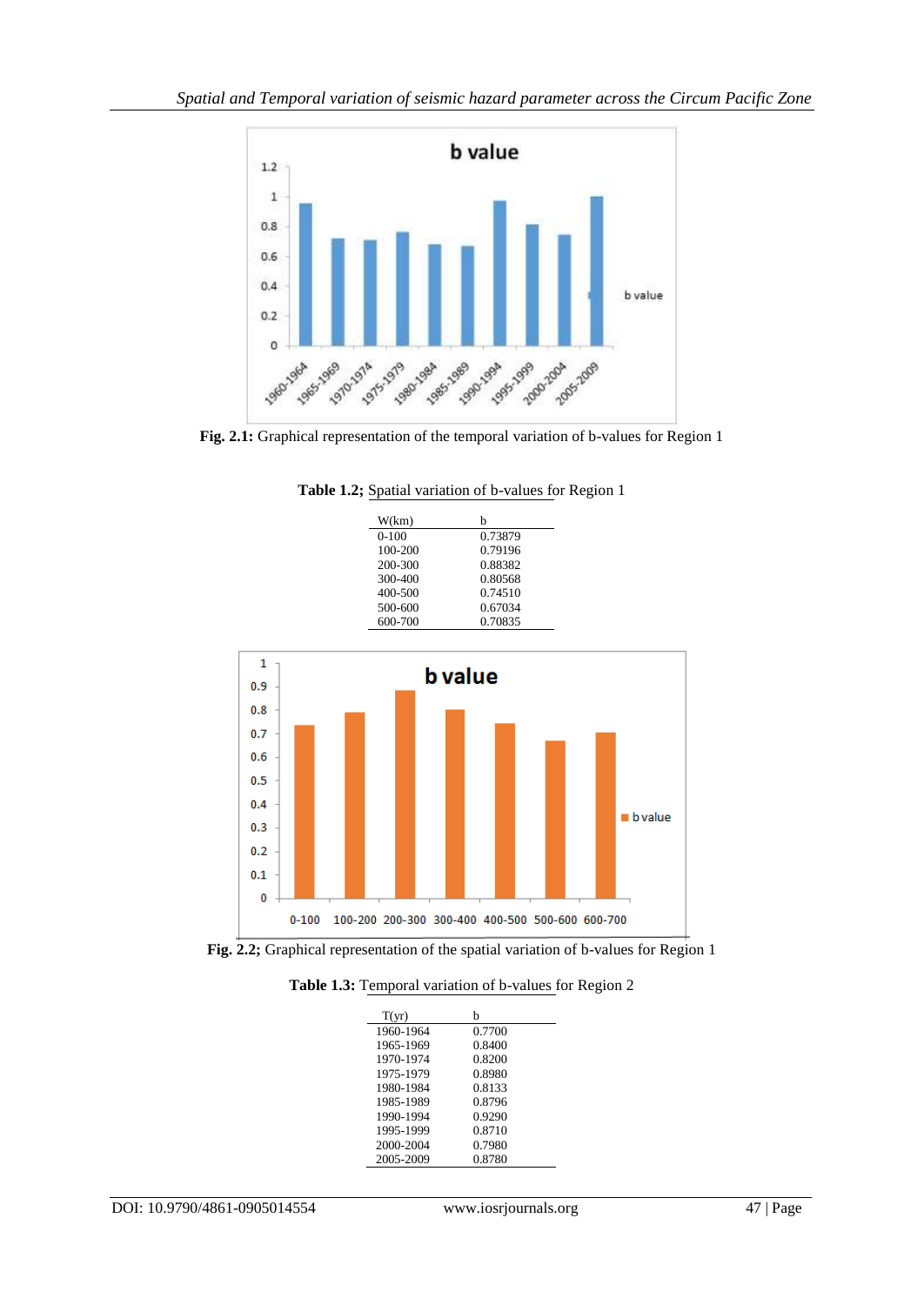**Fig. 2.1:** Graphical representation of the temporal variation of b-values for Region 1

**Table 1.2;** Spatial variation of b-values for Region 1

| W(km) | b |
|---|---|
| 0-100 | 0.73879 |
| 100-200 | 0.79196 |
| 200-300 | 0.88382 |
| 300-400 | 0.80568 |
| 400-500 | 0.74510 |
| 500-600 | 0.67034 |
| 600-700 | 0.70835 |

**Fig. 2.2;** Graphical representation of the spatial variation of b-values for Region 1

**Table 1.3:** Temporal variation of b-values for Region 2

| T(yr) | b |
|---|---|
| 1960-1964 | 0.7700 |
| 1965-1969 | 0.8400 |
| 1970-1974 | 0.8200 |
| 1975-1979 | 0.8980 |
| 1980-1984 | 0.8133 |
| 1985-1989 | 0.8796 |
| 1990-1994 | 0.9290 |
| 1995-1999 | 0.8710 |
| 2000-2004 | 0.7980 |
| 2005-2009 | 0.8780 |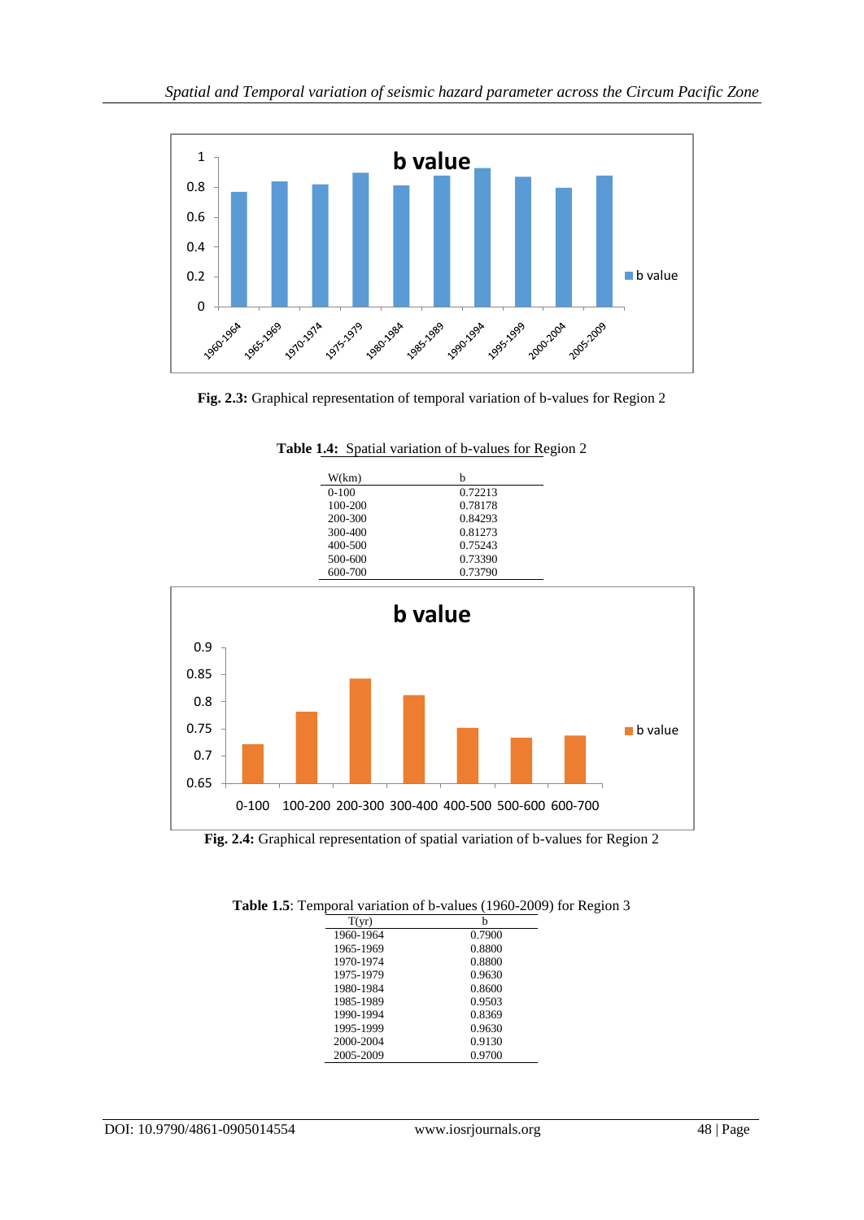**Fig. 2.3:** Graphical representation of temporal variation of b-values for Region 2

**Table 1.4:** Spatial variation of b-values for Region 2

| W(km) | b |
|---|---|
| 0-100 | 0.72213 |
| 100-200 | 0.78178 |
| 200-300 | 0.84293 |
| 300-400 | 0.81273 |
| 400-500 | 0.75243 |
| 500-600 | 0.73390 |
| 600-700 | 0.73790 |

**Fig. 2.4:** Graphical representation of spatial variation of b-values for Region 2

**Table 1.5**: Temporal variation of b-values (1960-2009) for Region 3

| T(yr) | b |
|---|---|
| 1960-1964 | 0.7900 |
| 1965-1969 | 0.8800 |
| 1970-1974 | 0.8800 |
| 1975-1979 | 0.9630 |
| 1980-1984 | 0.8600 |
| 1985-1989 | 0.9503 |
| 1990-1994 | 0.8369 |
| 1995-1999 | 0.9630 |
| 2000-2004 | 0.9130 |
| 2005-2009 | 0.9700 |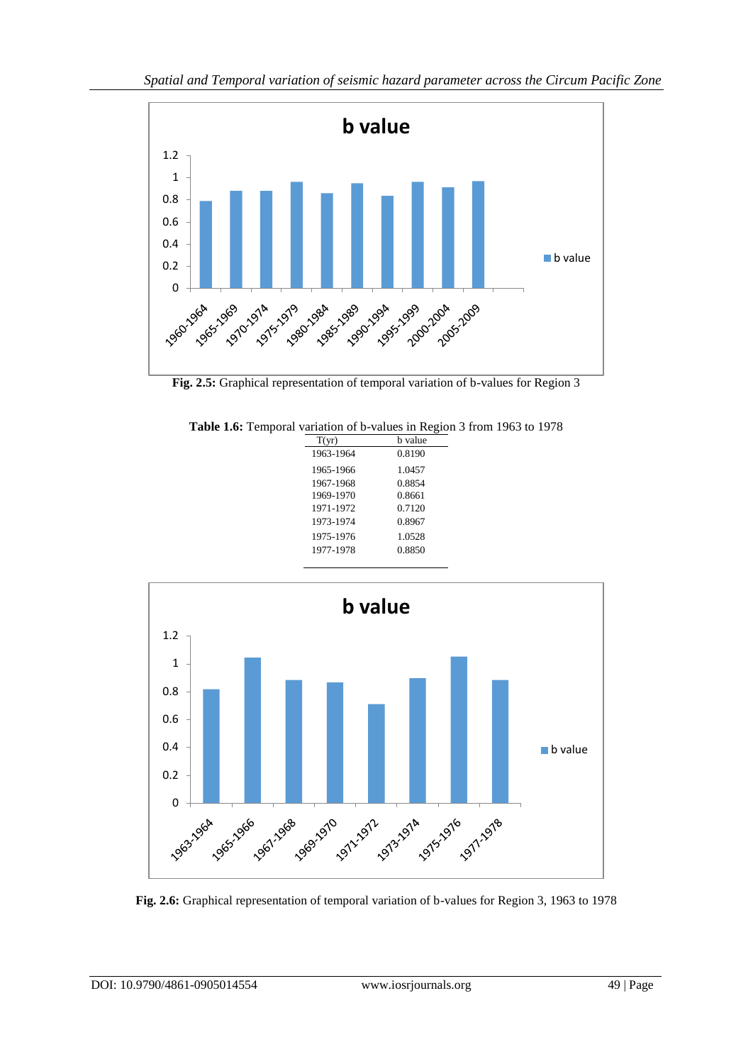**Fig. 2.5:** Graphical representation of temporal variation of b-values for Region 3

**Table 1.6:** Temporal variation of b-values in Region 3 from 1963 to 1978

| T(yr) | b value |
|---|---|
| 1963-1964 | 0.8190 |
| 1965-1966 | 1.0457 |
| 1967-1968 | 0.8854 |
| 1969-1970 | 0.8661 |
| 1971-1972 | 0.7120 |
| 1973-1974 | 0.8967 |
| 1975-1976 | 1.0528 |
| 1977-1978 | 0.8850 |

**Fig. 2.6:** Graphical representation of temporal variation of b-values for Region 3, 1963 to 1978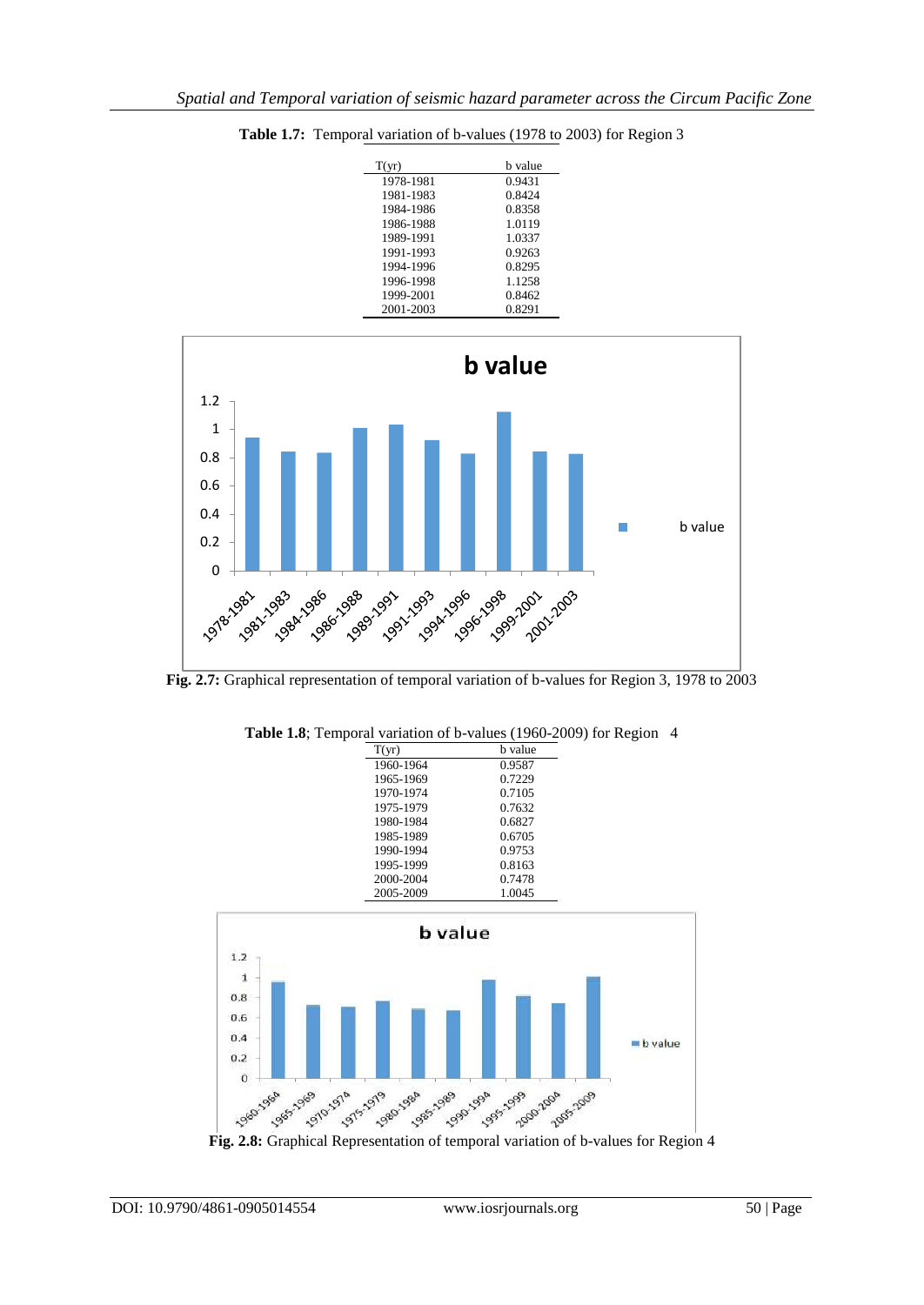**Table 1.7:** Temporal variation of b-values (1978 to 2003) for Region 3

| T(yr) | b value |
|---|---|
| 1978-1981 | 0.9431 |
| 1981-1983 | 0.8424 |
| 1984-1986 | 0.8358 |
| 1986-1988 | 1.0119 |
| 1989-1991 | 1.0337 |
| 1991-1993 | 0.9263 |
| 1994-1996 | 0.8295 |
| 1996-1998 | 1.1258 |
| 1999-2001 | 0.8462 |
| 2001-2003 | 0.8291 |

**Fig. 2.7:** Graphical representation of temporal variation of b-values for Region 3, 1978 to 2003

**Table 1.8**; Temporal variation of b-values (1960-2009) for Region 4

| T(yr) | b value |
|---|---|
| 1960-1964 | 0.9587 |
| 1965-1969 | 0.7229 |
| 1970-1974 | 0.7105 |
| 1975-1979 | 0.7632 |
| 1980-1984 | 0.6827 |
| 1985-1989 | 0.6705 |
| 1990-1994 | 0.9753 |
| 1995-1999 | 0.8163 |
| 2000-2004 | 0.7478 |
| 2005-2009 | 1.0045 |

**Fig. 2.8:** Graphical Representation of temporal variation of b-values for Region 4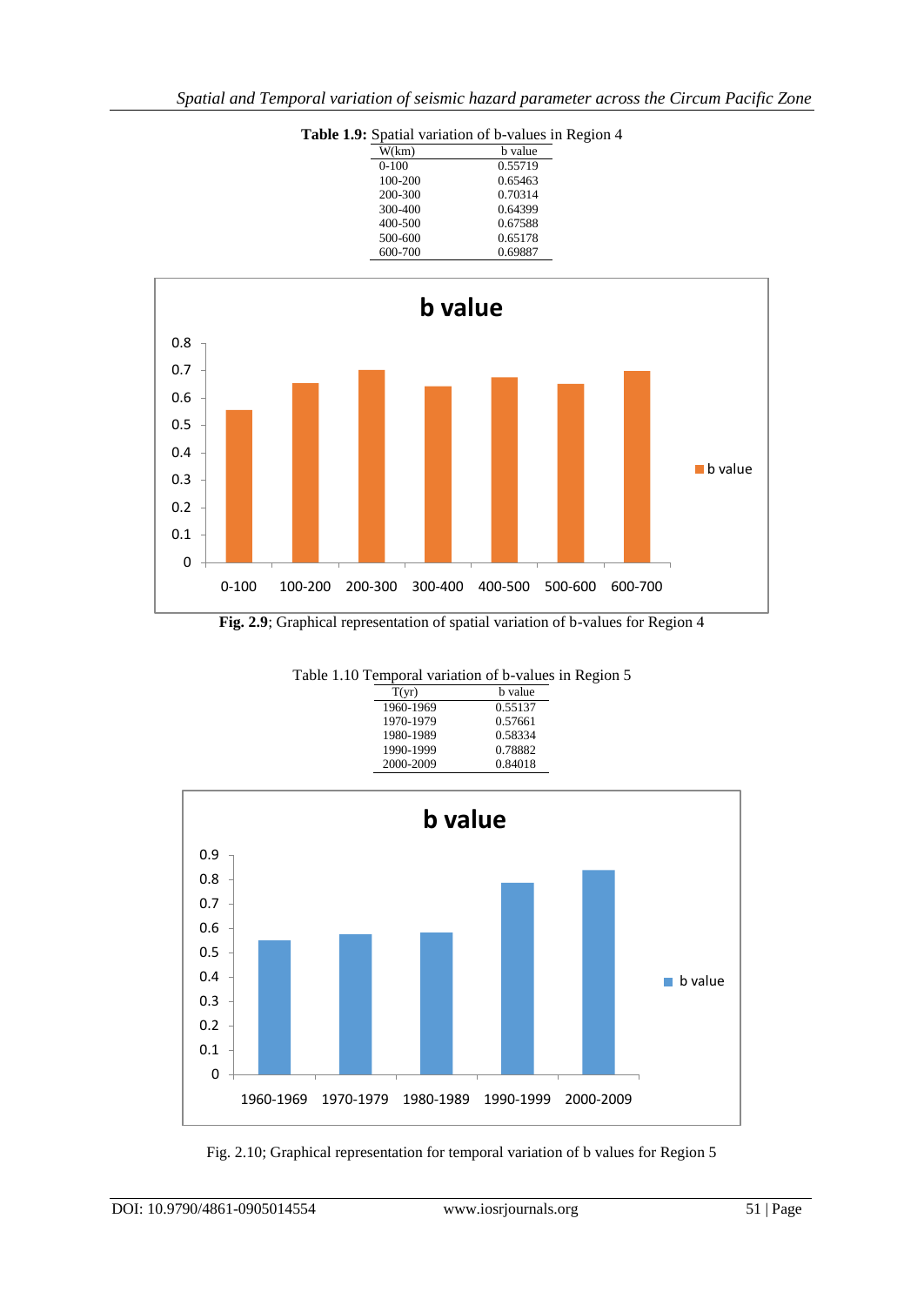**Table 1.9:** Spatial variation of b-values in Region 4

| W(km) | b value |
|---|---|
| 0-100 | 0.55719 |
| 100-200 | 0.65463 |
| 200-300 | 0.70314 |
| 300-400 | 0.64399 |
| 400-500 | 0.67588 |
| 500-600 | 0.65178 |
| 600-700 | 0.69887 |

**Fig. 2.9**; Graphical representation of spatial variation of b-values for Region 4

Table 1.10 Temporal variation of b-values in Region 5

| T(yr) | b value |
|---|---|
| 1960-1969 | 0.55137 |
| 1970-1979 | 0.57661 |
| 1980-1989 | 0.58334 |
| 1990-1999 | 0.78882 |
| 2000-2009 | 0.84018 |

Fig. 2.10; Graphical representation for temporal variation of b values for Region 5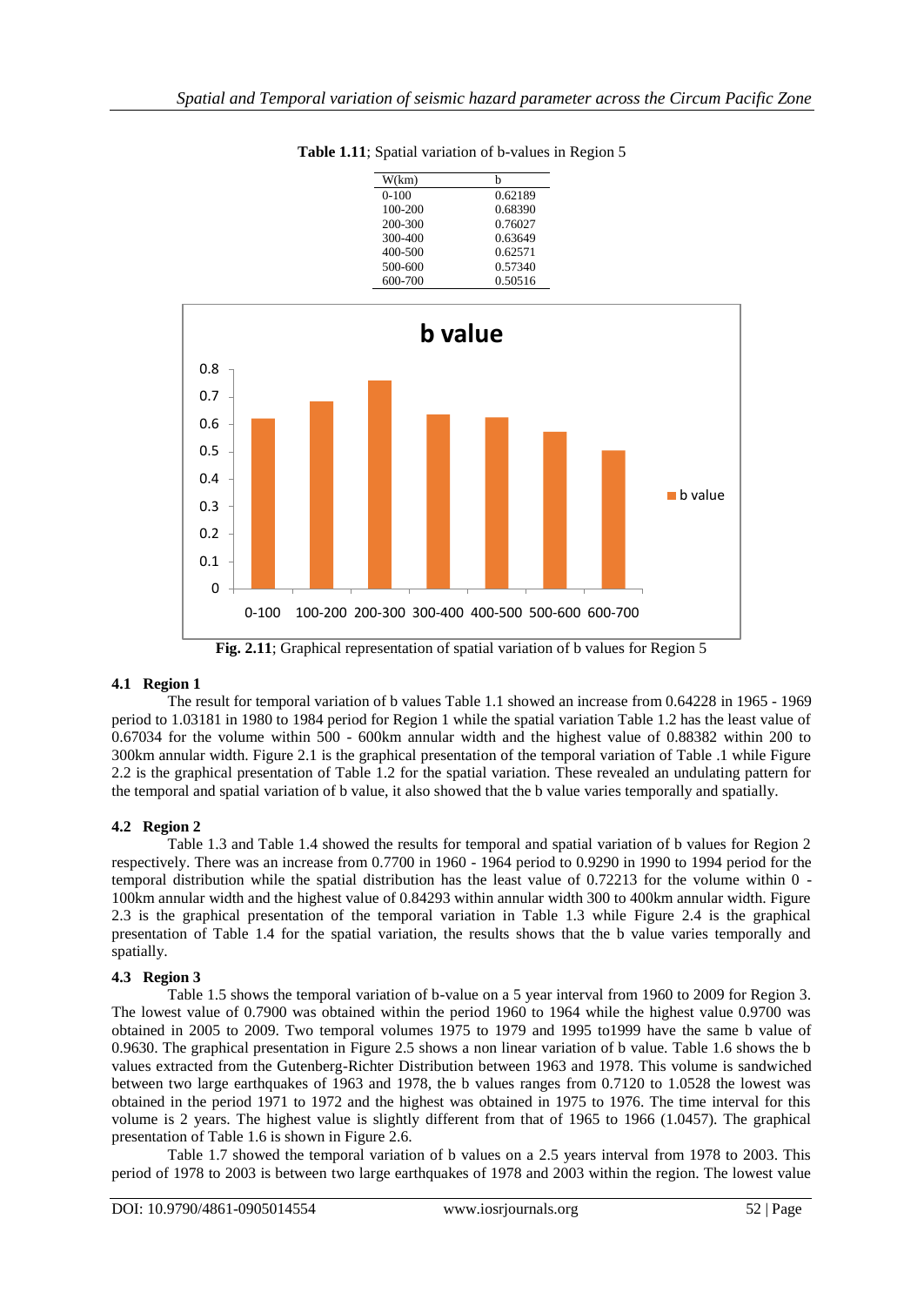**Table 1.11**; Spatial variation of b-values in Region 5

| W(km) | b |
|---|---|
| 0-100 | 0.62189 |
| 100-200 | 0.68390 |
| 200-300 | 0.76027 |
| 300-400 | 0.63649 |
| 400-500 | 0.62571 |
| 500-600 | 0.57340 |
| 600-700 | 0.50516 |

**Fig. 2.11**; Graphical representation of spatial variation of b values for Region 5

### 4.1 Region 1

The result for temporal variation of b values Table 1.1 showed an increase from 0.64228 in 1965 - 1969 period to 1.03181 in 1980 to 1984 period for Region 1 while the spatial variation Table 1.2 has the least value of 0.67034 for the volume within 500 - 600km annular width and the highest value of 0.88382 within 200 to 300km annular width. Figure 2.1 is the graphical presentation of the temporal variation of Table .1 while Figure 2.2 is the graphical presentation of Table 1.2 for the spatial variation. These revealed an undulating pattern for the temporal and spatial variation of b value, it also showed that the b value varies temporally and spatially.

### 4.2 Region 2

Table 1.3 and Table 1.4 showed the results for temporal and spatial variation of b values for Region 2 respectively. There was an increase from 0.7700 in 1960 - 1964 period to 0.9290 in 1990 to 1994 period for the temporal distribution while the spatial distribution has the least value of 0.72213 for the volume within 0 - 100km annular width and the highest value of 0.84293 within annular width 300 to 400km annular width. Figure 2.3 is the graphical presentation of the temporal variation in Table 1.3 while Figure 2.4 is the graphical presentation of Table 1.4 for the spatial variation, the results shows that the b value varies temporally and spatially.

### 4.3 Region 3

Table 1.5 shows the temporal variation of b-value on a 5 year interval from 1960 to 2009 for Region 3. The lowest value of 0.7900 was obtained within the period 1960 to 1964 while the highest value 0.9700 was obtained in 2005 to 2009. Two temporal volumes 1975 to 1979 and 1995 to1999 have the same b value of 0.9630. The graphical presentation in Figure 2.5 shows a non linear variation of b value. Table 1.6 shows the b values extracted from the Gutenberg-Richter Distribution between 1963 and 1978. This volume is sandwiched between two large earthquakes of 1963 and 1978, the b values ranges from 0.7120 to 1.0528 the lowest was obtained in the period 1971 to 1972 and the highest was obtained in 1975 to 1976. The time interval for this volume is 2 years. The highest value is slightly different from that of 1965 to 1966 (1.0457). The graphical presentation of Table 1.6 is shown in Figure 2.6.

Table 1.7 showed the temporal variation of b values on a 2.5 years interval from 1978 to 2003. This period of 1978 to 2003 is between two large earthquakes of 1978 and 2003 within the region. The lowest value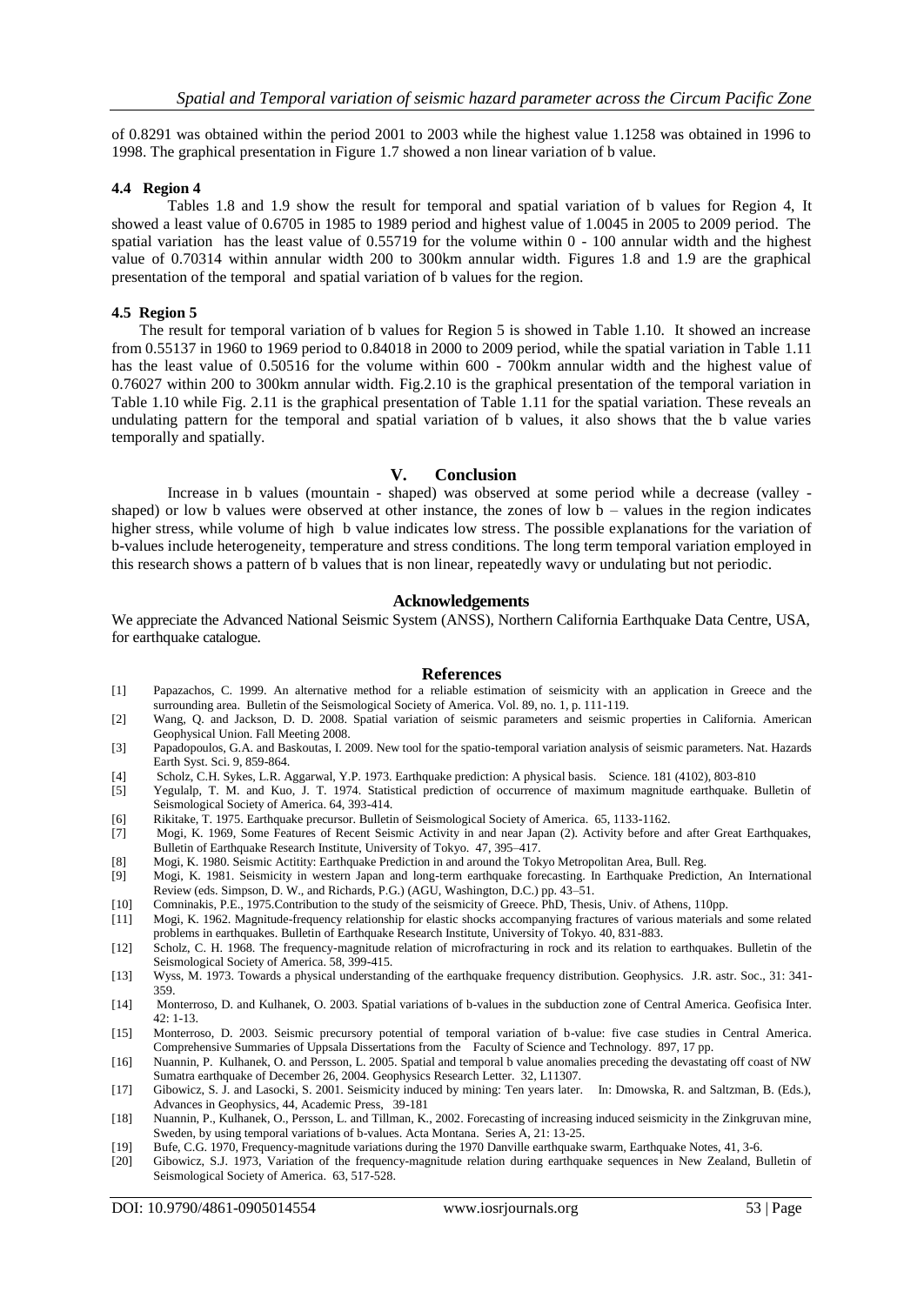of 0.8291 was obtained within the period 2001 to 2003 while the highest value 1.1258 was obtained in 1996 to 1998. The graphical presentation in Figure 1.7 showed a non linear variation of b value.

### 4.4 Region 4

Tables 1.8 and 1.9 show the result for temporal and spatial variation of b values for Region 4, It showed a least value of 0.6705 in 1985 to 1989 period and highest value of 1.0045 in 2005 to 2009 period. The spatial variation has the least value of 0.55719 for the volume within 0 - 100 annular width and the highest value of 0.70314 within annular width 200 to 300km annular width. Figures 1.8 and 1.9 are the graphical presentation of the temporal and spatial variation of b values for the region.

### 4.5 Region 5

The result for temporal variation of b values for Region 5 is showed in Table 1.10. It showed an increase from 0.55137 in 1960 to 1969 period to 0.84018 in 2000 to 2009 period, while the spatial variation in Table 1.11 has the least value of 0.50516 for the volume within 600 - 700km annular width and the highest value of 0.76027 within 200 to 300km annular width. Fig.2.10 is the graphical presentation of the temporal variation in Table 1.10 while Fig. 2.11 is the graphical presentation of Table 1.11 for the spatial variation. These reveals an undulating pattern for the temporal and spatial variation of b values, it also shows that the b value varies temporally and spatially.

## V. Conclusion

Increase in b values (mountain - shaped) was observed at some period while a decrease (valley - shaped) or low b values were observed at other instance, the zones of low b – values in the region indicates higher stress, while volume of high b value indicates low stress. The possible explanations for the variation of b-values include heterogeneity, temperature and stress conditions. The long term temporal variation employed in this research shows a pattern of b values that is non linear, repeatedly wavy or undulating but not periodic.

## Acknowledgements

We appreciate the Advanced National Seismic System (ANSS), Northern California Earthquake Data Centre, USA, for earthquake catalogue.

## References

[1] Papazachos, C. 1999. An alternative method for a reliable estimation of seismicity with an application in Greece and the surrounding area. Bulletin of the Seismological Society of America. Vol. 89, no. 1, p. 111-119.

[2] Wang, Q. and Jackson, D. D. 2008. Spatial variation of seismic parameters and seismic properties in California. American Geophysical Union. Fall Meeting 2008.

[3] Papadopoulos, G.A. and Baskoutas, I. 2009. New tool for the spatio-temporal variation analysis of seismic parameters. Nat. Hazards Earth Syst. Sci. 9, 859-864.

[4] Scholz, C.H. Sykes, L.R. Aggarwal, Y.P. 1973. Earthquake prediction: A physical basis. Science. 181 (4102), 803-810

[5] Yegulalp, T. M. and Kuo, J. T. 1974. Statistical prediction of occurrence of maximum magnitude earthquake. Bulletin of Seismological Society of America. 64, 393-414.

[6] Rikitake, T. 1975. Earthquake precursor. Bulletin of Seismological Society of America. 65, 1133-1162.

[7] Mogi, K. 1969, Some Features of Recent Seismic Activity in and near Japan (2). Activity before and after Great Earthquakes, Bulletin of Earthquake Research Institute, University of Tokyo. 47, 395–417.

[8] Mogi, K. 1980. Seismic Actitity: Earthquake Prediction in and around the Tokyo Metropolitan Area, Bull. Reg.

[9] Mogi, K. 1981. Seismicity in western Japan and long-term earthquake forecasting. In Earthquake Prediction, An International Review (eds. Simpson, D. W., and Richards, P.G.) (AGU, Washington, D.C.) pp. 43–51.

[10] Comninakis, P.E., 1975.Contribution to the study of the seismicity of Greece. PhD, Thesis, Univ. of Athens, 110pp.

[11] Mogi, K. 1962. Magnitude-frequency relationship for elastic shocks accompanying fractures of various materials and some related problems in earthquakes. Bulletin of Earthquake Research Institute, University of Tokyo. 40, 831-883.

[12] Scholz, C. H. 1968. The frequency-magnitude relation of microfracturing in rock and its relation to earthquakes. Bulletin of the Seismological Society of America. 58, 399-415.

[13] Wyss, M. 1973. Towards a physical understanding of the earthquake frequency distribution. Geophysics. J.R. astr. Soc., 31: 341-359.

[14] Monterroso, D. and Kulhanek, O. 2003. Spatial variations of b-values in the subduction zone of Central America. Geofisica Inter. 42: 1-13.

[15] Monterroso, D. 2003. Seismic precursory potential of temporal variation of b-value: five case studies in Central America. Comprehensive Summaries of Uppsala Dissertations from the Faculty of Science and Technology. 897, 17 pp.

[16] Nuannin, P. Kulhanek, O. and Persson, L. 2005. Spatial and temporal b value anomalies preceding the devastating off coast of NW Sumatra earthquake of December 26, 2004. Geophysics Research Letter. 32, L11307.

[17] Gibowicz, S. J. and Lasocki, S. 2001. Seismicity induced by mining: Ten years later. In: Dmowska, R. and Saltzman, B. (Eds.), Advances in Geophysics, 44, Academic Press, 39-181

[18] Nuannin, P., Kulhanek, O., Persson, L. and Tillman, K., 2002. Forecasting of increasing induced seismicity in the Zinkgruvan mine, Sweden, by using temporal variations of b-values. Acta Montana. Series A, 21: 13-25.

[19] Bufe, C.G. 1970, Frequency-magnitude variations during the 1970 Danville earthquake swarm, Earthquake Notes, 41, 3-6.

[20] Gibowicz, S.J. 1973, Variation of the frequency-magnitude relation during earthquake sequences in New Zealand, Bulletin of Seismological Society of America. 63, 517-528.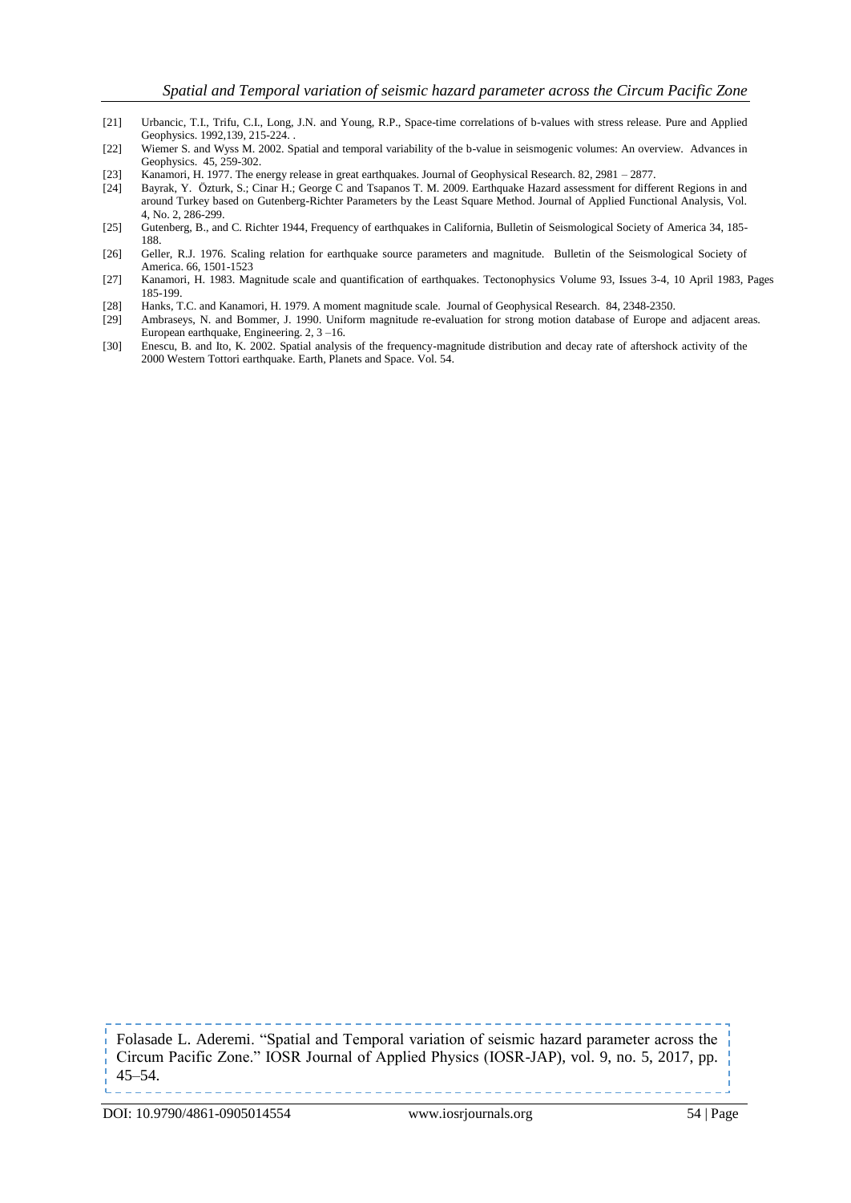[21] Urbancic, T.I., Trifu, C.I., Long, J.N. and Young, R.P., Space-time correlations of b-values with stress release. Pure and Applied Geophysics. 1992,139, 215-224. .

[22] Wiemer S. and Wyss M. 2002. Spatial and temporal variability of the b-value in seismogenic volumes: An overview. Advances in Geophysics. 45, 259-302.

[23] Kanamori, H. 1977. The energy release in great earthquakes. Journal of Geophysical Research. 82, 2981 – 2877.

[24] Bayrak, Y. Özturk, S.; Cinar H.; George C and Tsapanos T. M. 2009. Earthquake Hazard assessment for different Regions in and around Turkey based on Gutenberg-Richter Parameters by the Least Square Method. Journal of Applied Functional Analysis, Vol. 4, No. 2, 286-299.

[25] Gutenberg, B., and C. Richter 1944, Frequency of earthquakes in California, Bulletin of Seismological Society of America 34, 185-188.

[26] Geller, R.J. 1976. Scaling relation for earthquake source parameters and magnitude. Bulletin of the Seismological Society of America. 66, 1501-1523

[27] Kanamori, H. 1983. Magnitude scale and quantification of earthquakes. Tectonophysics Volume 93, Issues 3-4, 10 April 1983, Pages 185-199.

[28] Hanks, T.C. and Kanamori, H. 1979. A moment magnitude scale. Journal of Geophysical Research. 84, 2348-2350.

[29] Ambraseys, N. and Bommer, J. 1990. Uniform magnitude re-evaluation for strong motion database of Europe and adjacent areas. European earthquake, Engineering. 2, 3 –16.

[30] Enescu, B. and Ito, K. 2002. Spatial analysis of the frequency-magnitude distribution and decay rate of aftershock activity of the 2000 Western Tottori earthquake. Earth, Planets and Space. Vol. 54.

Folasade L. Aderemi. "Spatial and Temporal variation of seismic hazard parameter across the Circum Pacific Zone." IOSR Journal of Applied Physics (IOSR-JAP), vol. 9, no. 5, 2017, pp. 45–54.